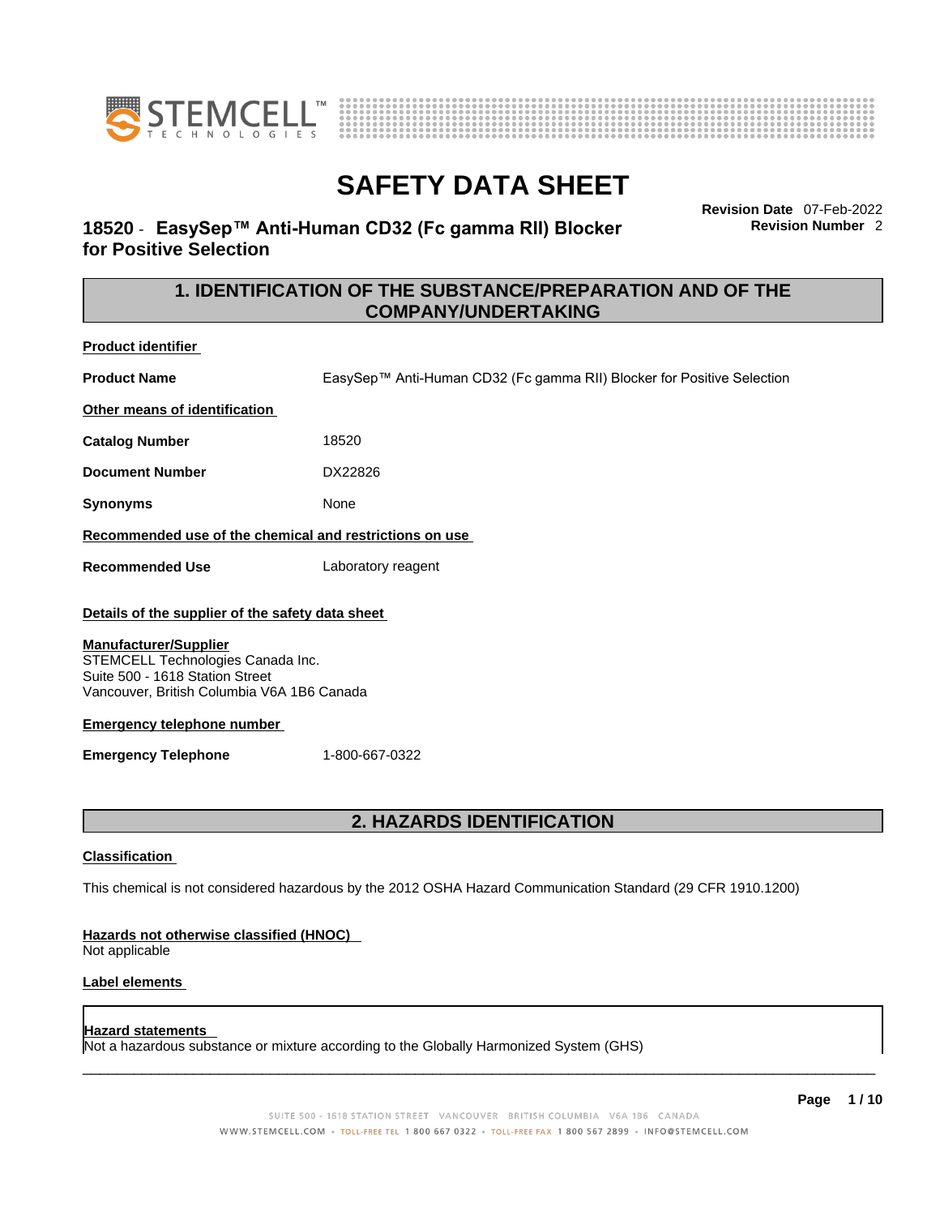# SAFETY DATA SHEET

## 18520 - EasySep™ Anti-Human CD32 (Fc gamma RII) Blocker for Positive Selection

**Revision Date** 07-Feb-2022
**Revision Number** 2

## 1. IDENTIFICATION OF THE SUBSTANCE/PREPARATION AND OF THE COMPANY/UNDERTAKING

**Product identifier**

**Product Name** EasySep™ Anti-Human CD32 (Fc gamma RII) Blocker for Positive Selection

**Other means of identification**

**Catalog Number** 18520

**Document Number** DX22826

**Synonyms** None

**Recommended use of the chemical and restrictions on use**

**Recommended Use** Laboratory reagent

**Details of the supplier of the safety data sheet**

**Manufacturer/Supplier**
STEMCELL Technologies Canada Inc.
Suite 500 - 1618 Station Street
Vancouver, British Columbia V6A 1B6 Canada

**Emergency telephone number**

**Emergency Telephone** 1-800-667-0322

## 2. HAZARDS IDENTIFICATION

**Classification**

This chemical is not considered hazardous by the 2012 OSHA Hazard Communication Standard (29 CFR 1910.1200)

**Hazards not otherwise classified (HNOC)**
Not applicable

**Label elements**

**Hazard statements**
Not a hazardous substance or mixture according to the Globally Harmonized System (GHS)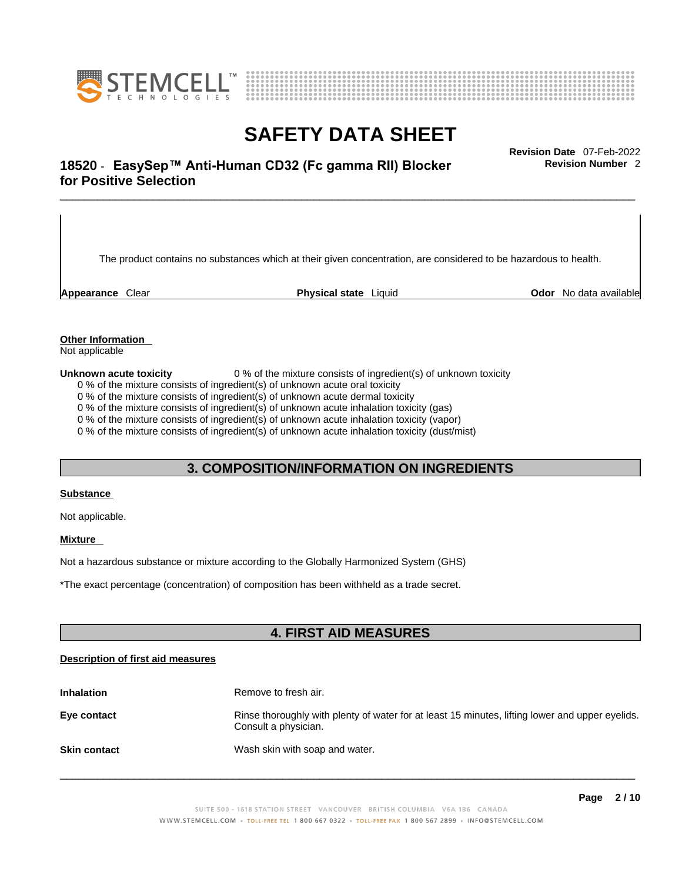The product contains no substances which at their given concentration, are considered to be hazardous to health.

**Appearance** Clear **Physical state** Liquid **Odor** No data available

**Other Information**

Not applicable

**Unknown acute toxicity** 0 % of the mixture consists of ingredient(s) of unknown toxicity

0 % of the mixture consists of ingredient(s) of unknown acute oral toxicity
0 % of the mixture consists of ingredient(s) of unknown acute dermal toxicity
0 % of the mixture consists of ingredient(s) of unknown acute inhalation toxicity (gas)
0 % of the mixture consists of ingredient(s) of unknown acute inhalation toxicity (vapor)
0 % of the mixture consists of ingredient(s) of unknown acute inhalation toxicity (dust/mist)

## 3. COMPOSITION/INFORMATION ON INGREDIENTS

**Substance**

Not applicable.

**Mixture**

Not a hazardous substance or mixture according to the Globally Harmonized System (GHS)

*The exact percentage (concentration) of composition has been withheld as a trade secret.

## 4. FIRST AID MEASURES

**Description of first aid measures**

**Inhalation** Remove to fresh air.

**Eye contact** Rinse thoroughly with plenty of water for at least 15 minutes, lifting lower and upper eyelids. Consult a physician.

**Skin contact** Wash skin with soap and water.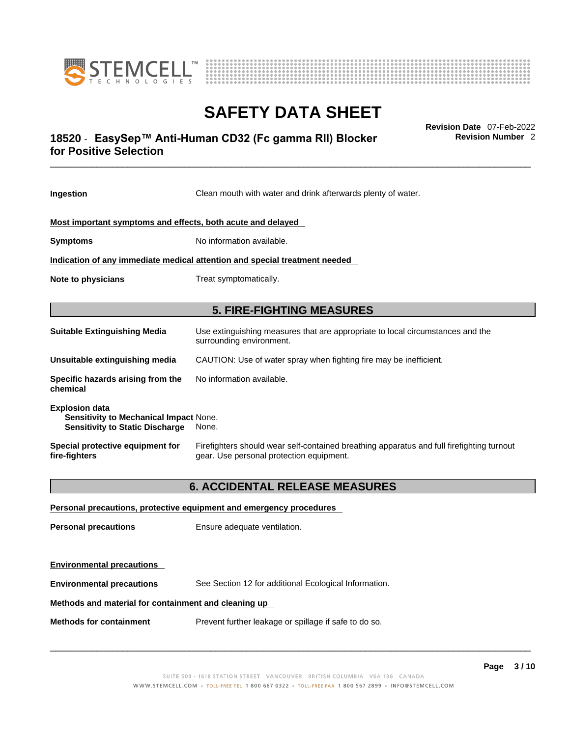**Ingestion** Clean mouth with water and drink afterwards plenty of water.

**Most important symptoms and effects, both acute and delayed**

**Symptoms** No information available.

**Indication of any immediate medical attention and special treatment needed**

**Note to physicians** Treat symptomatically.

## 5. FIRE-FIGHTING MEASURES

**Suitable Extinguishing Media** Use extinguishing measures that are appropriate to local circumstances and the surrounding environment.

**Unsuitable extinguishing media** CAUTION: Use of water spray when fighting fire may be inefficient.

**Specific hazards arising from the chemical** No information available.

**Explosion data**
**Sensitivity to Mechanical Impact** None.
**Sensitivity to Static Discharge** None.

**Special protective equipment for fire-fighters** Firefighters should wear self-contained breathing apparatus and full firefighting turnout gear. Use personal protection equipment.

## 6. ACCIDENTAL RELEASE MEASURES

**Personal precautions, protective equipment and emergency procedures**

**Personal precautions** Ensure adequate ventilation.

**Environmental precautions**

**Environmental precautions** See Section 12 for additional Ecological Information.

**Methods and material for containment and cleaning up**

**Methods for containment** Prevent further leakage or spillage if safe to do so.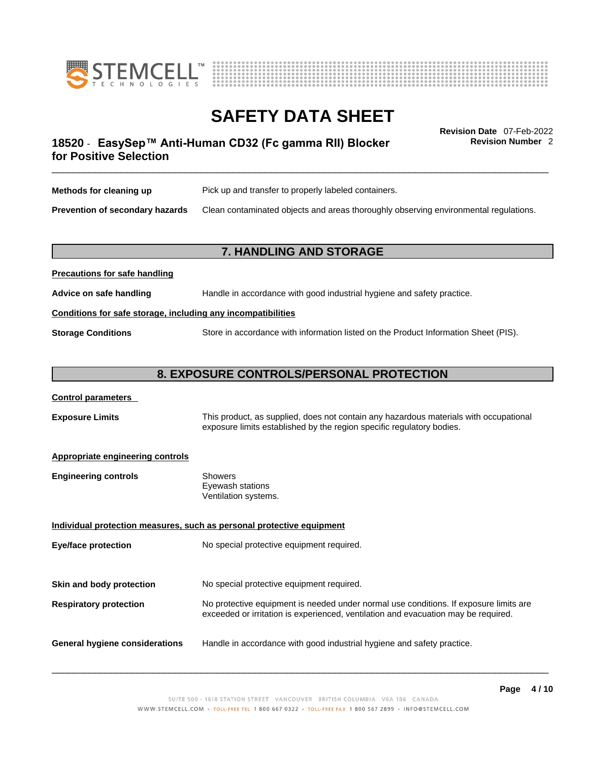| | |
|---|---|
| **Methods for cleaning up** | Pick up and transfer to properly labeled containers. |
| **Prevention of secondary hazards** | Clean contaminated objects and areas thoroughly observing environmental regulations. |

## 7. HANDLING AND STORAGE

**Precautions for safe handling**

| | |
|---|---|
| **Advice on safe handling** | Handle in accordance with good industrial hygiene and safety practice. |

**Conditions for safe storage, including any incompatibilities**

| | |
|---|---|
| **Storage Conditions** | Store in accordance with information listed on the Product Information Sheet (PIS). |

## 8. EXPOSURE CONTROLS/PERSONAL PROTECTION

**Control parameters**

| | |
|---|---|
| **Exposure Limits** | This product, as supplied, does not contain any hazardous materials with occupational exposure limits established by the region specific regulatory bodies. |

**Appropriate engineering controls**

| | |
|---|---|
| **Engineering controls** | Showers<br>Eyewash stations<br>Ventilation systems. |

**Individual protection measures, such as personal protective equipment**

| | |
|---|---|
| **Eye/face protection** | No special protective equipment required. |
| **Skin and body protection** | No special protective equipment required. |
| **Respiratory protection** | No protective equipment is needed under normal use conditions. If exposure limits are exceeded or irritation is experienced, ventilation and evacuation may be required. |
| **General hygiene considerations** | Handle in accordance with good industrial hygiene and safety practice. |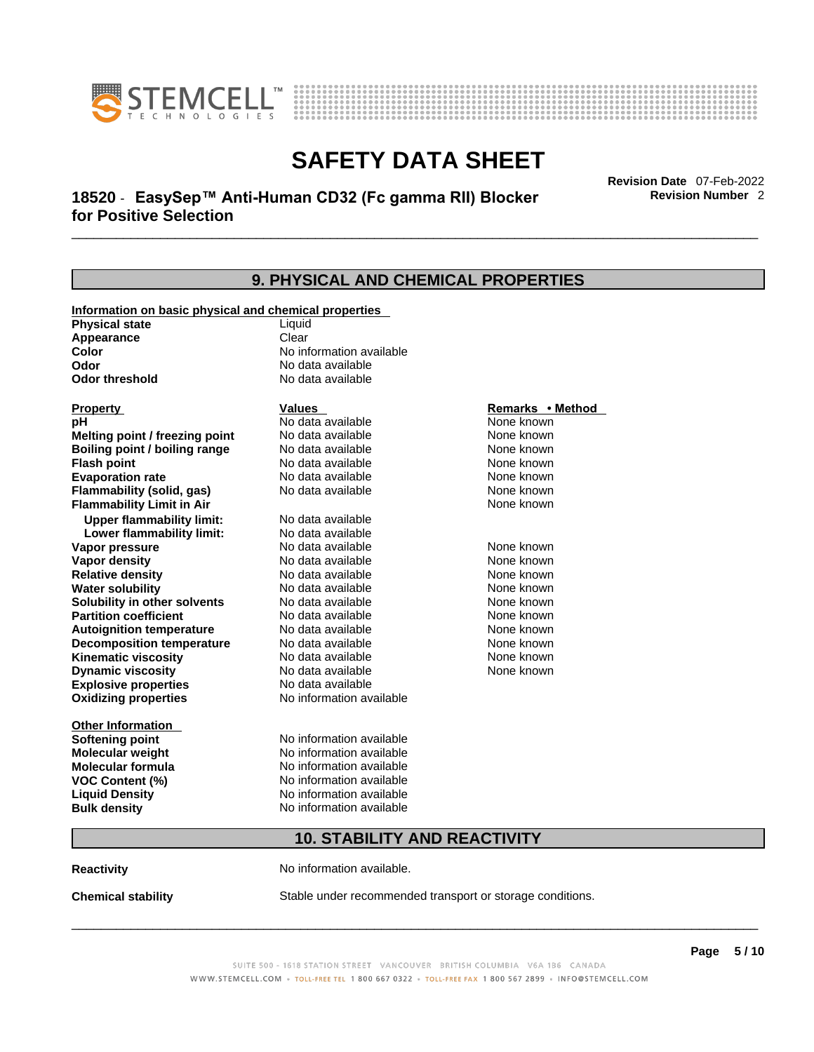## 9. PHYSICAL AND CHEMICAL PROPERTIES

**Information on basic physical and chemical properties**

| | |
|---|---|
| **Physical state** | Liquid |
| **Appearance** | Clear |
| **Color** | No information available |
| **Odor** | No data available |
| **Odor threshold** | No data available |

| Property | Values | Remarks • Method |
|---|---|---|
| **pH** | No data available | None known |
| **Melting point / freezing point** | No data available | None known |
| **Boiling point / boiling range** | No data available | None known |
| **Flash point** | No data available | None known |
| **Evaporation rate** | No data available | None known |
| **Flammability (solid, gas)** | No data available | None known |
| **Flammability Limit in Air** | | None known |
| **Upper flammability limit:** | No data available | |
| **Lower flammability limit:** | No data available | |
| **Vapor pressure** | No data available | None known |
| **Vapor density** | No data available | None known |
| **Relative density** | No data available | None known |
| **Water solubility** | No data available | None known |
| **Solubility in other solvents** | No data available | None known |
| **Partition coefficient** | No data available | None known |
| **Autoignition temperature** | No data available | None known |
| **Decomposition temperature** | No data available | None known |
| **Kinematic viscosity** | No data available | None known |
| **Dynamic viscosity** | No data available | None known |
| **Explosive properties** | No data available | |
| **Oxidizing properties** | No information available | |

**Other Information**

| | |
|---|---|
| **Softening point** | No information available |
| **Molecular weight** | No information available |
| **Molecular formula** | No information available |
| **VOC Content (%)** | No information available |
| **Liquid Density** | No information available |
| **Bulk density** | No information available |

## 10. STABILITY AND REACTIVITY

**Reactivity** No information available.

**Chemical stability** Stable under recommended transport or storage conditions.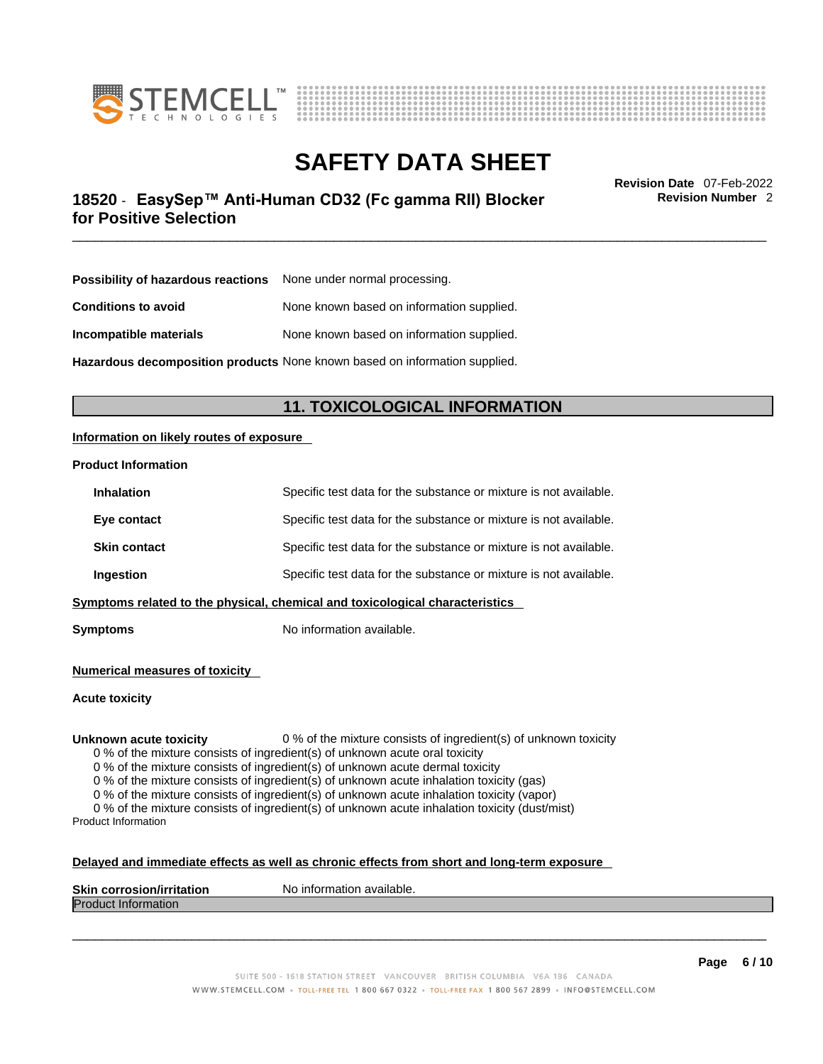**Possibility of hazardous reactions** None under normal processing.

**Conditions to avoid** None known based on information supplied.

**Incompatible materials** None known based on information supplied.

**Hazardous decomposition products** None known based on information supplied.

## 11. TOXICOLOGICAL INFORMATION

**Information on likely routes of exposure**

**Product Information**

**Inhalation** Specific test data for the substance or mixture is not available.

**Eye contact** Specific test data for the substance or mixture is not available.

**Skin contact** Specific test data for the substance or mixture is not available.

**Ingestion** Specific test data for the substance or mixture is not available.

**Symptoms related to the physical, chemical and toxicological characteristics**

**Symptoms** No information available.

**Numerical measures of toxicity**

**Acute toxicity**

**Unknown acute toxicity** 0 % of the mixture consists of ingredient(s) of unknown toxicity

0 % of the mixture consists of ingredient(s) of unknown acute oral toxicity
0 % of the mixture consists of ingredient(s) of unknown acute dermal toxicity
0 % of the mixture consists of ingredient(s) of unknown acute inhalation toxicity (gas)
0 % of the mixture consists of ingredient(s) of unknown acute inhalation toxicity (vapor)
0 % of the mixture consists of ingredient(s) of unknown acute inhalation toxicity (dust/mist)

Product Information

**Delayed and immediate effects as well as chronic effects from short and long-term exposure**

**Skin corrosion/irritation** No information available.

Product Information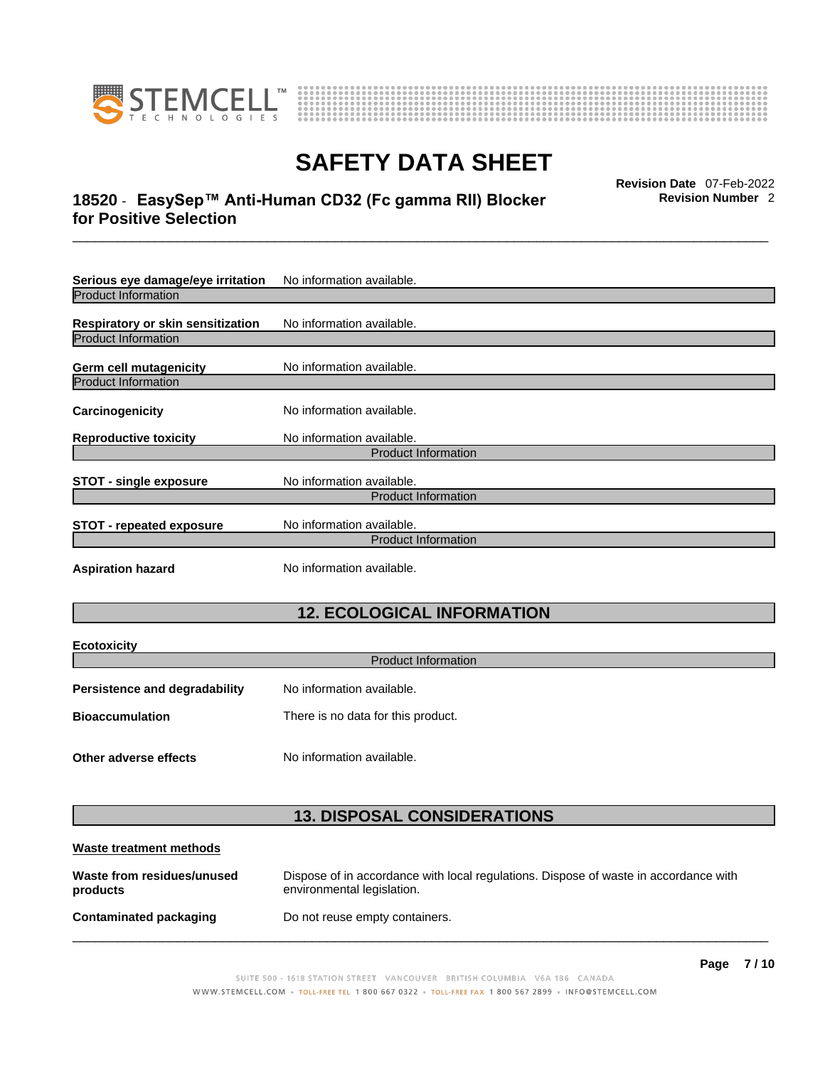**Serious eye damage/eye irritation** No information available.

Product Information

**Respiratory or skin sensitization** No information available.

Product Information

**Germ cell mutagenicity** No information available.

Product Information

**Carcinogenicity** No information available.

**Reproductive toxicity** No information available.

Product Information

**STOT - single exposure** No information available.

Product Information

**STOT - repeated exposure** No information available.

Product Information

**Aspiration hazard** No information available.

## 12. ECOLOGICAL INFORMATION

**Ecotoxicity**

Product Information

**Persistence and degradability** No information available.

**Bioaccumulation** There is no data for this product.

**Other adverse effects** No information available.

## 13. DISPOSAL CONSIDERATIONS

**Waste treatment methods**

**Waste from residues/unused products** Dispose of in accordance with local regulations. Dispose of waste in accordance with environmental legislation.

**Contaminated packaging** Do not reuse empty containers.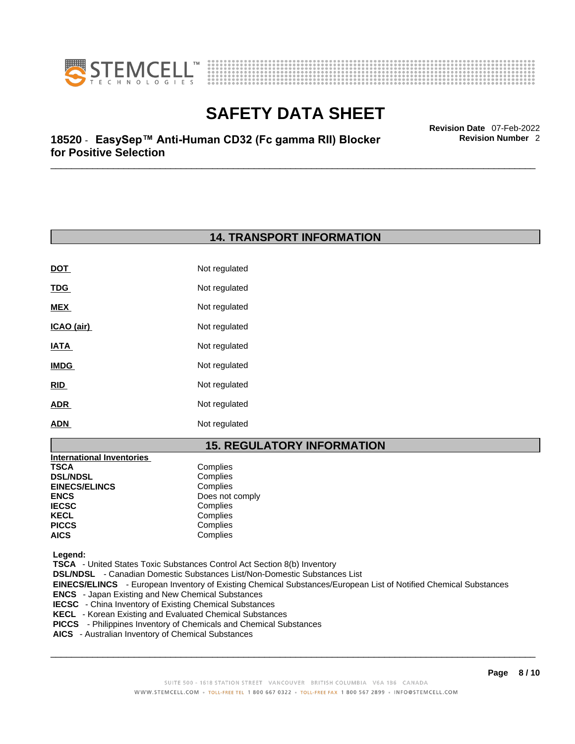## 14. TRANSPORT INFORMATION

| | |
|---|---|
| **DOT** | Not regulated |
| **TDG** | Not regulated |
| **MEX** | Not regulated |
| **ICAO (air)** | Not regulated |
| **IATA** | Not regulated |
| **IMDG** | Not regulated |
| **RID** | Not regulated |
| **ADR** | Not regulated |
| **ADN** | Not regulated |

## 15. REGULATORY INFORMATION

**International Inventories**

| | |
|---|---|
| **TSCA** | Complies |
| **DSL/NDSL** | Complies |
| **EINECS/ELINCS** | Complies |
| **ENCS** | Does not comply |
| **IECSC** | Complies |
| **KECL** | Complies |
| **PICCS** | Complies |
| **AICS** | Complies |

**Legend:**

**TSCA** - United States Toxic Substances Control Act Section 8(b) Inventory
**DSL/NDSL** - Canadian Domestic Substances List/Non-Domestic Substances List
**EINECS/ELINCS** - European Inventory of Existing Chemical Substances/European List of Notified Chemical Substances
**ENCS** - Japan Existing and New Chemical Substances
**IECSC** - China Inventory of Existing Chemical Substances
**KECL** - Korean Existing and Evaluated Chemical Substances
**PICCS** - Philippines Inventory of Chemicals and Chemical Substances
**AICS** - Australian Inventory of Chemical Substances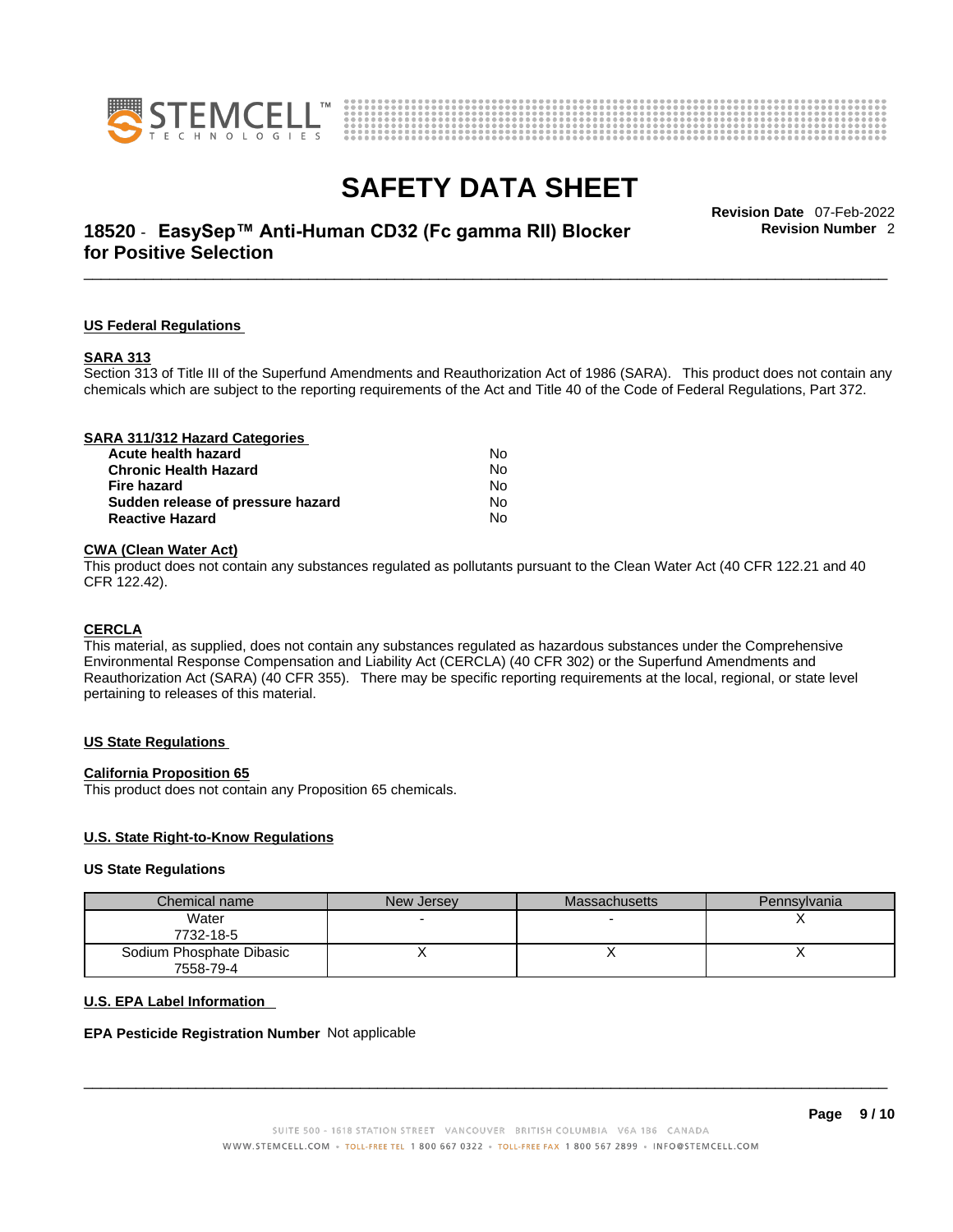## US Federal Regulations

### SARA 313

Section 313 of Title III of the Superfund Amendments and Reauthorization Act of 1986 (SARA). This product does not contain any chemicals which are subject to the reporting requirements of the Act and Title 40 of the Code of Federal Regulations, Part 372.

### SARA 311/312 Hazard Categories

| | |
|---|---|
| **Acute health hazard** | No |
| **Chronic Health Hazard** | No |
| **Fire hazard** | No |
| **Sudden release of pressure hazard** | No |
| **Reactive Hazard** | No |

### CWA (Clean Water Act)

This product does not contain any substances regulated as pollutants pursuant to the Clean Water Act (40 CFR 122.21 and 40 CFR 122.42).

### CERCLA

This material, as supplied, does not contain any substances regulated as hazardous substances under the Comprehensive Environmental Response Compensation and Liability Act (CERCLA) (40 CFR 302) or the Superfund Amendments and Reauthorization Act (SARA) (40 CFR 355). There may be specific reporting requirements at the local, regional, or state level pertaining to releases of this material.

## US State Regulations

### California Proposition 65

This product does not contain any Proposition 65 chemicals.

### U.S. State Right-to-Know Regulations

**US State Regulations**

| Chemical name | New Jersey | Massachusetts | Pennsylvania |
|---|---|---|---|
| Water<br>7732-18-5 | - | - | X |
| Sodium Phosphate Dibasic<br>7558-79-4 | X | X | X |

### U.S. EPA Label Information

**EPA Pesticide Registration Number** Not applicable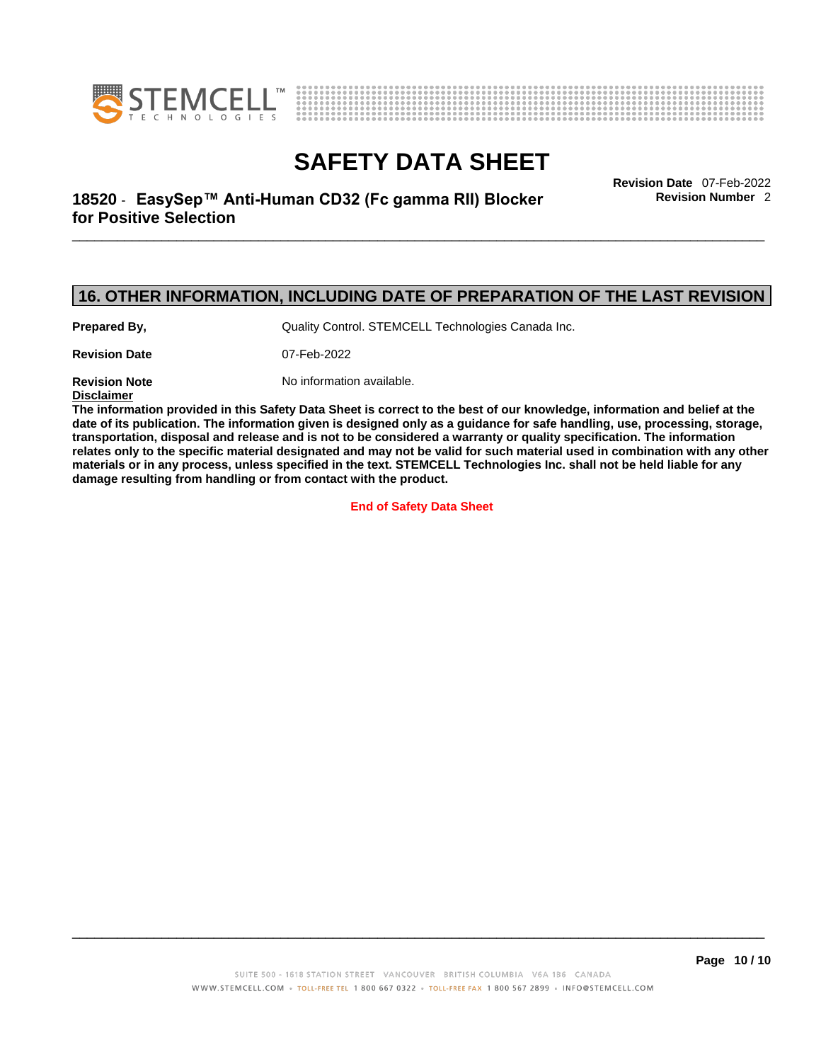## 16. OTHER INFORMATION, INCLUDING DATE OF PREPARATION OF THE LAST REVISION

**Prepared By,** Quality Control. STEMCELL Technologies Canada Inc.

**Revision Date** 07-Feb-2022

**Revision Note** No information available.

**Disclaimer**

**The information provided in this Safety Data Sheet is correct to the best of our knowledge, information and belief at the date of its publication. The information given is designed only as a guidance for safe handling, use, processing, storage, transportation, disposal and release and is not to be considered a warranty or quality specification. The information relates only to the specific material designated and may not be valid for such material used in combination with any other materials or in any process, unless specified in the text. STEMCELL Technologies Inc. shall not be held liable for any damage resulting from handling or from contact with the product.**

**End of Safety Data Sheet**